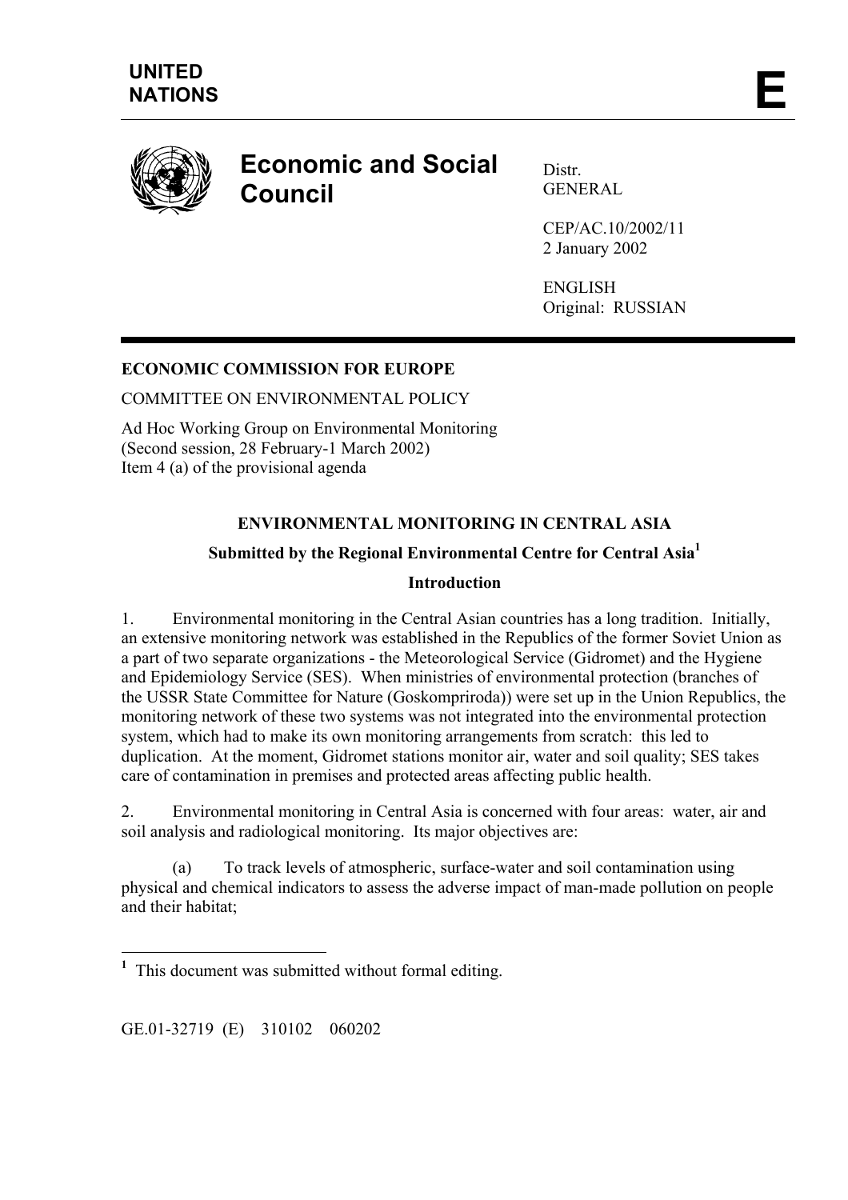UNITED NATIONS

**E**

# Economic and Social Council

Distr.
GENERAL

CEP/AC.10/2002/11
2 January 2002

ENGLISH
Original: RUSSIAN

**ECONOMIC COMMISSION FOR EUROPE**

COMMITTEE ON ENVIRONMENTAL POLICY

Ad Hoc Working Group on Environmental Monitoring
(Second session, 28 February-1 March 2002)
Item 4 (a) of the provisional agenda

## ENVIRONMENTAL MONITORING IN CENTRAL ASIA

### Submitted by the Regional Environmental Centre for Central Asia[1]

### Introduction

1. Environmental monitoring in the Central Asian countries has a long tradition. Initially, an extensive monitoring network was established in the Republics of the former Soviet Union as a part of two separate organizations - the Meteorological Service (Gidromet) and the Hygiene and Epidemiology Service (SES). When ministries of environmental protection (branches of the USSR State Committee for Nature (Goskompriroda)) were set up in the Union Republics, the monitoring network of these two systems was not integrated into the environmental protection system, which had to make its own monitoring arrangements from scratch: this led to duplication. At the moment, Gidromet stations monitor air, water and soil quality; SES takes care of contamination in premises and protected areas affecting public health.

2. Environmental monitoring in Central Asia is concerned with four areas: water, air and soil analysis and radiological monitoring. Its major objectives are:

(a) To track levels of atmospheric, surface-water and soil contamination using physical and chemical indicators to assess the adverse impact of man-made pollution on people and their habitat;

---

[1] This document was submitted without formal editing.

GE.01-32719 (E) 310102 060202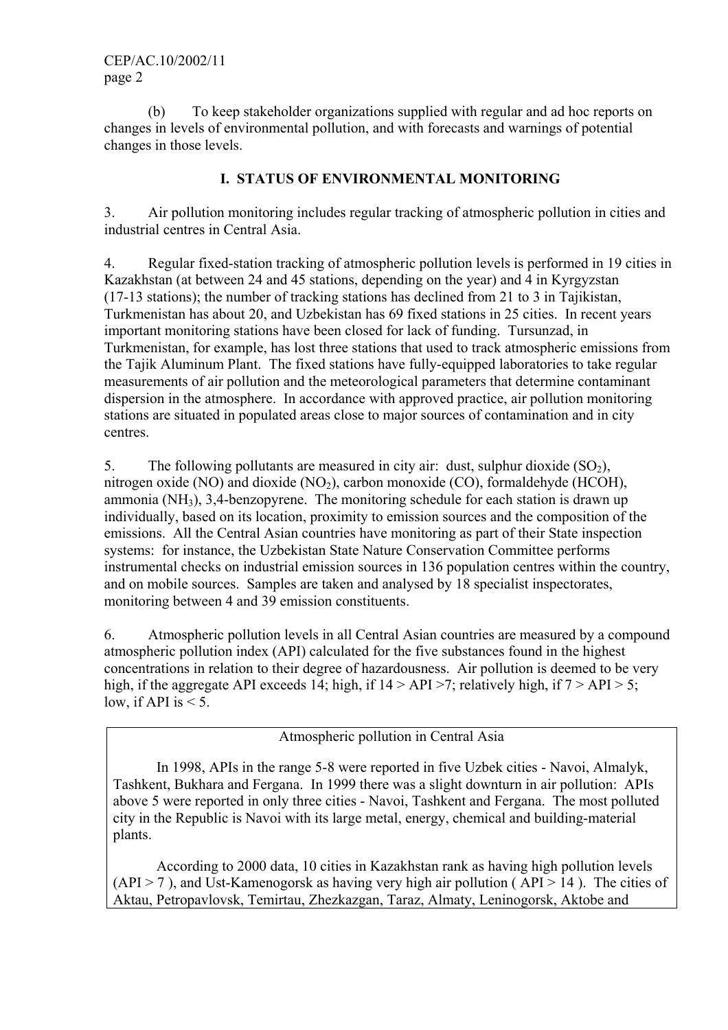(b) To keep stakeholder organizations supplied with regular and ad hoc reports on changes in levels of environmental pollution, and with forecasts and warnings of potential changes in those levels.

## I. STATUS OF ENVIRONMENTAL MONITORING

3. Air pollution monitoring includes regular tracking of atmospheric pollution in cities and industrial centres in Central Asia.

4. Regular fixed-station tracking of atmospheric pollution levels is performed in 19 cities in Kazakhstan (at between 24 and 45 stations, depending on the year) and 4 in Kyrgyzstan (17-13 stations); the number of tracking stations has declined from 21 to 3 in Tajikistan, Turkmenistan has about 20, and Uzbekistan has 69 fixed stations in 25 cities. In recent years important monitoring stations have been closed for lack of funding. Tursunzad, in Turkmenistan, for example, has lost three stations that used to track atmospheric emissions from the Tajik Aluminum Plant. The fixed stations have fully-equipped laboratories to take regular measurements of air pollution and the meteorological parameters that determine contaminant dispersion in the atmosphere. In accordance with approved practice, air pollution monitoring stations are situated in populated areas close to major sources of contamination and in city centres.

5. The following pollutants are measured in city air: dust, sulphur dioxide ($SO_2$), nitrogen oxide (NO) and dioxide ($NO_2$), carbon monoxide (CO), formaldehyde (HCOH), ammonia ($NH_3$), 3,4-benzopyrene. The monitoring schedule for each station is drawn up individually, based on its location, proximity to emission sources and the composition of the emissions. All the Central Asian countries have monitoring as part of their State inspection systems: for instance, the Uzbekistan State Nature Conservation Committee performs instrumental checks on industrial emission sources in 136 population centres within the country, and on mobile sources. Samples are taken and analysed by 18 specialist inspectorates, monitoring between 4 and 39 emission constituents.

6. Atmospheric pollution levels in all Central Asian countries are measured by a compound atmospheric pollution index (API) calculated for the five substances found in the highest concentrations in relation to their degree of hazardousness. Air pollution is deemed to be very high, if the aggregate API exceeds 14; high, if $14 > API > 7$; relatively high, if $7 > API > 5$; low, if API is $< 5$.

Atmospheric pollution in Central Asia

In 1998, APIs in the range 5-8 were reported in five Uzbek cities - Navoi, Almalyk, Tashkent, Bukhara and Fergana. In 1999 there was a slight downturn in air pollution: APIs above 5 were reported in only three cities - Navoi, Tashkent and Fergana. The most polluted city in the Republic is Navoi with its large metal, energy, chemical and building-material plants.

According to 2000 data, 10 cities in Kazakhstan rank as having high pollution levels ($API > 7$), and Ust-Kamenogorsk as having very high air pollution ($API > 14$). The cities of Aktau, Petropavlovsk, Temirtau, Zhezkazgan, Taraz, Almaty, Leninogorsk, Aktobe and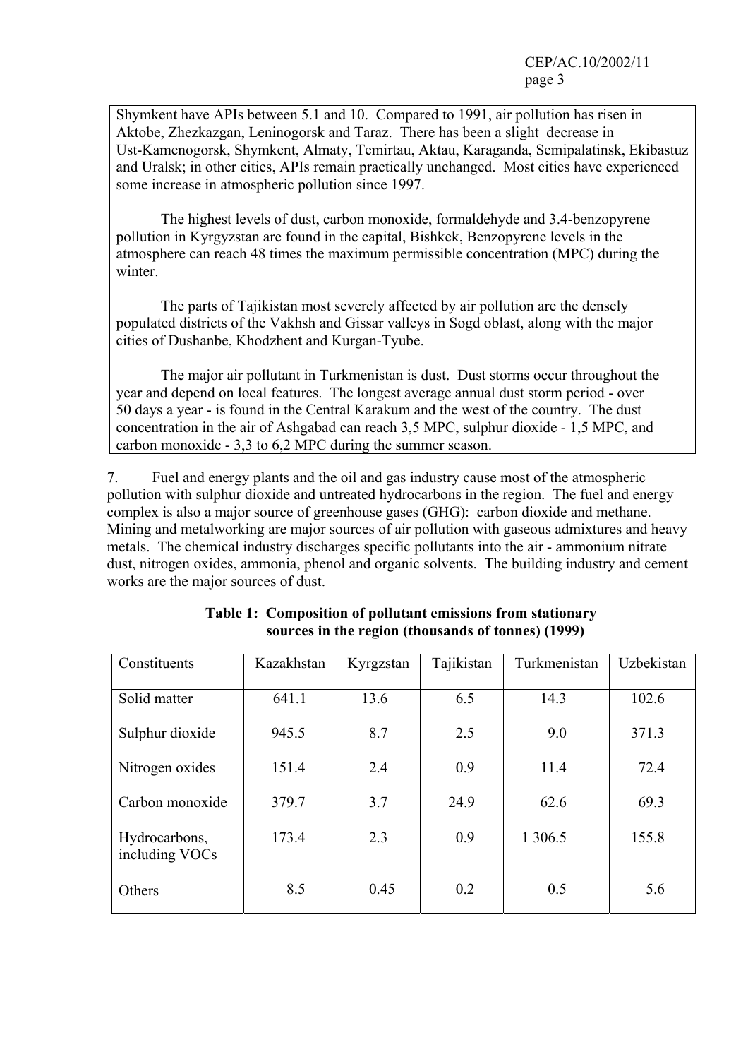Shymkent have APIs between 5.1 and 10. Compared to 1991, air pollution has risen in Aktobe, Zhezkazgan, Leninogorsk and Taraz. There has been a slight decrease in Ust-Kamenogorsk, Shymkent, Almaty, Temirtau, Aktau, Karaganda, Semipalatinsk, Ekibastuz and Uralsk; in other cities, APIs remain practically unchanged. Most cities have experienced some increase in atmospheric pollution since 1997.

The highest levels of dust, carbon monoxide, formaldehyde and 3.4-benzopyrene pollution in Kyrgyzstan are found in the capital, Bishkek, Benzopyrene levels in the atmosphere can reach 48 times the maximum permissible concentration (MPC) during the winter.

The parts of Tajikistan most severely affected by air pollution are the densely populated districts of the Vakhsh and Gissar valleys in Sogd oblast, along with the major cities of Dushanbe, Khodzhent and Kurgan-Tyube.

The major air pollutant in Turkmenistan is dust. Dust storms occur throughout the year and depend on local features. The longest average annual dust storm period - over 50 days a year - is found in the Central Karakum and the west of the country. The dust concentration in the air of Ashgabad can reach 3,5 MPC, sulphur dioxide - 1,5 MPC, and carbon monoxide - 3,3 to 6,2 MPC during the summer season.

7. Fuel and energy plants and the oil and gas industry cause most of the atmospheric pollution with sulphur dioxide and untreated hydrocarbons in the region. The fuel and energy complex is also a major source of greenhouse gases (GHG): carbon dioxide and methane. Mining and metalworking are major sources of air pollution with gaseous admixtures and heavy metals. The chemical industry discharges specific pollutants into the air - ammonium nitrate dust, nitrogen oxides, ammonia, phenol and organic solvents. The building industry and cement works are the major sources of dust.

**Table 1: Composition of pollutant emissions from stationary sources in the region (thousands of tonnes) (1999)**

| Constituents | Kazakhstan | Kyrgzstan | Tajikistan | Turkmenistan | Uzbekistan |
|---|---|---|---|---|---|
| Solid matter | 641.1 | 13.6 | 6.5 | 14.3 | 102.6 |
| Sulphur dioxide | 945.5 | 8.7 | 2.5 | 9.0 | 371.3 |
| Nitrogen oxides | 151.4 | 2.4 | 0.9 | 11.4 | 72.4 |
| Carbon monoxide | 379.7 | 3.7 | 24.9 | 62.6 | 69.3 |
| Hydrocarbons, including VOCs | 173.4 | 2.3 | 0.9 | 1 306.5 | 155.8 |
| Others | 8.5 | 0.45 | 0.2 | 0.5 | 5.6 |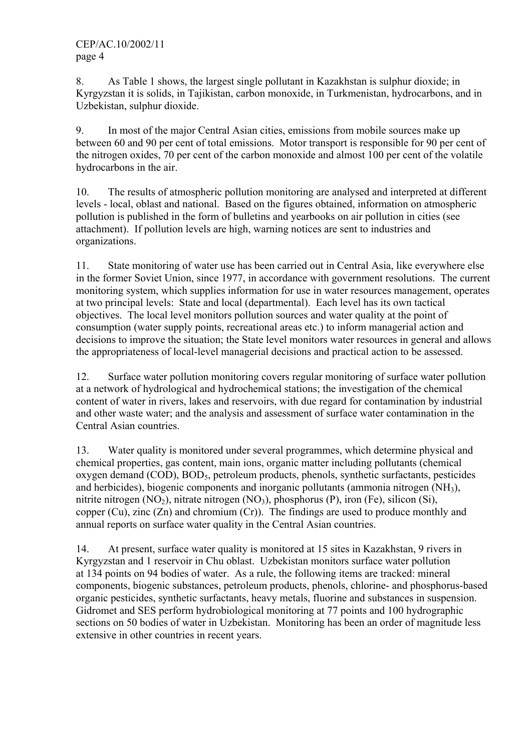8. As Table 1 shows, the largest single pollutant in Kazakhstan is sulphur dioxide; in Kyrgyzstan it is solids, in Tajikistan, carbon monoxide, in Turkmenistan, hydrocarbons, and in Uzbekistan, sulphur dioxide.

9. In most of the major Central Asian cities, emissions from mobile sources make up between 60 and 90 per cent of total emissions. Motor transport is responsible for 90 per cent of the nitrogen oxides, 70 per cent of the carbon monoxide and almost 100 per cent of the volatile hydrocarbons in the air.

10. The results of atmospheric pollution monitoring are analysed and interpreted at different levels - local, oblast and national. Based on the figures obtained, information on atmospheric pollution is published in the form of bulletins and yearbooks on air pollution in cities (see attachment). If pollution levels are high, warning notices are sent to industries and organizations.

11. State monitoring of water use has been carried out in Central Asia, like everywhere else in the former Soviet Union, since 1977, in accordance with government resolutions. The current monitoring system, which supplies information for use in water resources management, operates at two principal levels: State and local (departmental). Each level has its own tactical objectives. The local level monitors pollution sources and water quality at the point of consumption (water supply points, recreational areas etc.) to inform managerial action and decisions to improve the situation; the State level monitors water resources in general and allows the appropriateness of local-level managerial decisions and practical action to be assessed.

12. Surface water pollution monitoring covers regular monitoring of surface water pollution at a network of hydrological and hydrochemical stations; the investigation of the chemical content of water in rivers, lakes and reservoirs, with due regard for contamination by industrial and other waste water; and the analysis and assessment of surface water contamination in the Central Asian countries.

13. Water quality is monitored under several programmes, which determine physical and chemical properties, gas content, main ions, organic matter including pollutants (chemical oxygen demand (COD), $BOD_5$, petroleum products, phenols, synthetic surfactants, pesticides and herbicides), biogenic components and inorganic pollutants (ammonia nitrogen ($NH_3$), nitrite nitrogen ($NO_2$), nitrate nitrogen ($NO_3$), phosphorus (P), iron (Fe), silicon (Si), copper (Cu), zinc (Zn) and chromium (Cr)). The findings are used to produce monthly and annual reports on surface water quality in the Central Asian countries.

14. At present, surface water quality is monitored at 15 sites in Kazakhstan, 9 rivers in Kyrgyzstan and 1 reservoir in Chu oblast. Uzbekistan monitors surface water pollution at 134 points on 94 bodies of water. As a rule, the following items are tracked: mineral components, biogenic substances, petroleum products, phenols, chlorine- and phosphorus-based organic pesticides, synthetic surfactants, heavy metals, fluorine and substances in suspension. Gidromet and SES perform hydrobiological monitoring at 77 points and 100 hydrographic sections on 50 bodies of water in Uzbekistan. Monitoring has been an order of magnitude less extensive in other countries in recent years.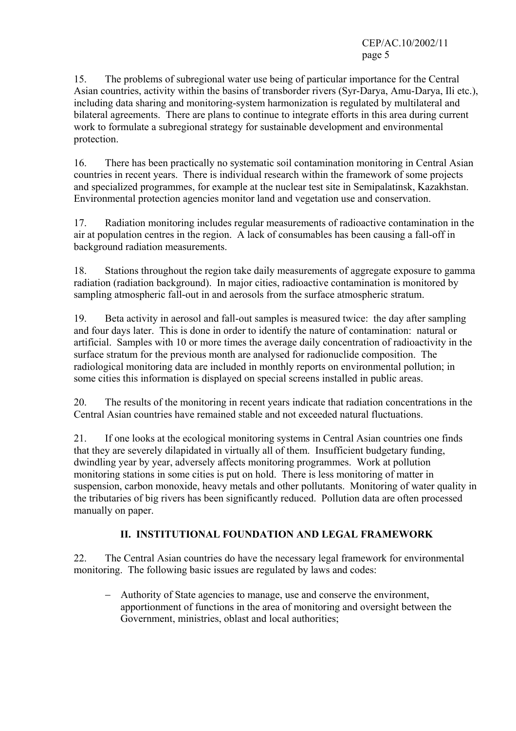15. The problems of subregional water use being of particular importance for the Central Asian countries, activity within the basins of transborder rivers (Syr-Darya, Amu-Darya, Ili etc.), including data sharing and monitoring-system harmonization is regulated by multilateral and bilateral agreements. There are plans to continue to integrate efforts in this area during current work to formulate a subregional strategy for sustainable development and environmental protection.

16. There has been practically no systematic soil contamination monitoring in Central Asian countries in recent years. There is individual research within the framework of some projects and specialized programmes, for example at the nuclear test site in Semipalatinsk, Kazakhstan. Environmental protection agencies monitor land and vegetation use and conservation.

17. Radiation monitoring includes regular measurements of radioactive contamination in the air at population centres in the region. A lack of consumables has been causing a fall-off in background radiation measurements.

18. Stations throughout the region take daily measurements of aggregate exposure to gamma radiation (radiation background). In major cities, radioactive contamination is monitored by sampling atmospheric fall-out in and aerosols from the surface atmospheric stratum.

19. Beta activity in aerosol and fall-out samples is measured twice: the day after sampling and four days later. This is done in order to identify the nature of contamination: natural or artificial. Samples with 10 or more times the average daily concentration of radioactivity in the surface stratum for the previous month are analysed for radionuclide composition. The radiological monitoring data are included in monthly reports on environmental pollution; in some cities this information is displayed on special screens installed in public areas.

20. The results of the monitoring in recent years indicate that radiation concentrations in the Central Asian countries have remained stable and not exceeded natural fluctuations.

21. If one looks at the ecological monitoring systems in Central Asian countries one finds that they are severely dilapidated in virtually all of them. Insufficient budgetary funding, dwindling year by year, adversely affects monitoring programmes. Work at pollution monitoring stations in some cities is put on hold. There is less monitoring of matter in suspension, carbon monoxide, heavy metals and other pollutants. Monitoring of water quality in the tributaries of big rivers has been significantly reduced. Pollution data are often processed manually on paper.

## II. INSTITUTIONAL FOUNDATION AND LEGAL FRAMEWORK

22. The Central Asian countries do have the necessary legal framework for environmental monitoring. The following basic issues are regulated by laws and codes:

- Authority of State agencies to manage, use and conserve the environment, apportionment of functions in the area of monitoring and oversight between the Government, ministries, oblast and local authorities;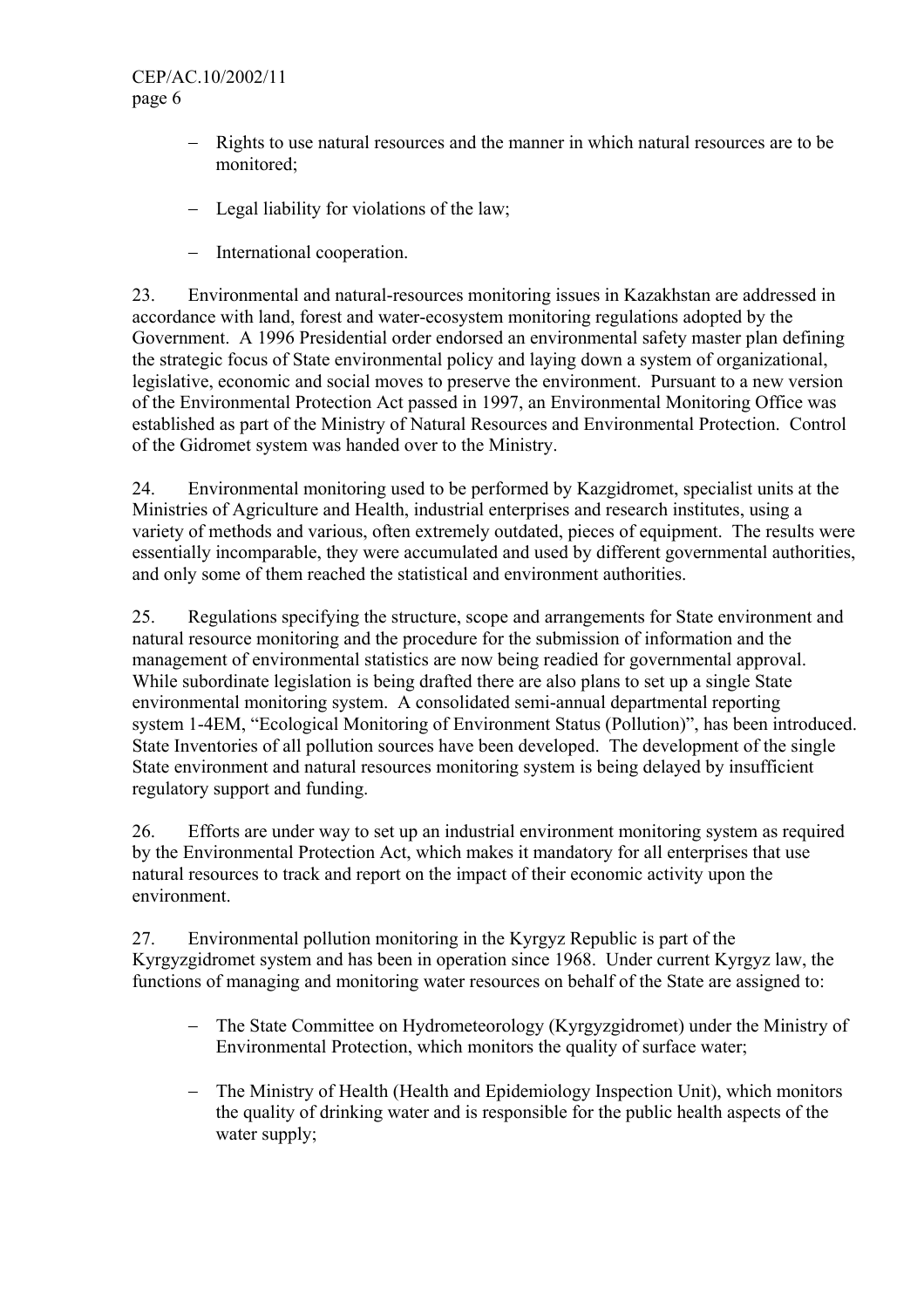- Rights to use natural resources and the manner in which natural resources are to be monitored;

- Legal liability for violations of the law;

- International cooperation.

23. Environmental and natural-resources monitoring issues in Kazakhstan are addressed in accordance with land, forest and water-ecosystem monitoring regulations adopted by the Government. A 1996 Presidential order endorsed an environmental safety master plan defining the strategic focus of State environmental policy and laying down a system of organizational, legislative, economic and social moves to preserve the environment. Pursuant to a new version of the Environmental Protection Act passed in 1997, an Environmental Monitoring Office was established as part of the Ministry of Natural Resources and Environmental Protection. Control of the Gidromet system was handed over to the Ministry.

24. Environmental monitoring used to be performed by Kazgidromet, specialist units at the Ministries of Agriculture and Health, industrial enterprises and research institutes, using a variety of methods and various, often extremely outdated, pieces of equipment. The results were essentially incomparable, they were accumulated and used by different governmental authorities, and only some of them reached the statistical and environment authorities.

25. Regulations specifying the structure, scope and arrangements for State environment and natural resource monitoring and the procedure for the submission of information and the management of environmental statistics are now being readied for governmental approval. While subordinate legislation is being drafted there are also plans to set up a single State environmental monitoring system. A consolidated semi-annual departmental reporting system 1-4EM, "Ecological Monitoring of Environment Status (Pollution)", has been introduced. State Inventories of all pollution sources have been developed. The development of the single State environment and natural resources monitoring system is being delayed by insufficient regulatory support and funding.

26. Efforts are under way to set up an industrial environment monitoring system as required by the Environmental Protection Act, which makes it mandatory for all enterprises that use natural resources to track and report on the impact of their economic activity upon the environment.

27. Environmental pollution monitoring in the Kyrgyz Republic is part of the Kyrgyzgidromet system and has been in operation since 1968. Under current Kyrgyz law, the functions of managing and monitoring water resources on behalf of the State are assigned to:

- The State Committee on Hydrometeorology (Kyrgyzgidromet) under the Ministry of Environmental Protection, which monitors the quality of surface water;

- The Ministry of Health (Health and Epidemiology Inspection Unit), which monitors the quality of drinking water and is responsible for the public health aspects of the water supply;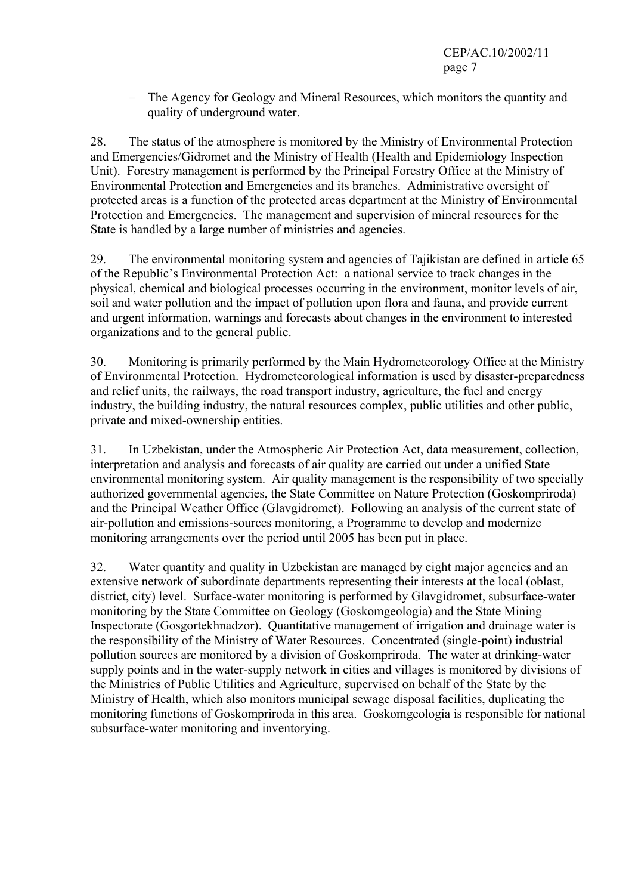- The Agency for Geology and Mineral Resources, which monitors the quantity and quality of underground water.

28. The status of the atmosphere is monitored by the Ministry of Environmental Protection and Emergencies/Gidromet and the Ministry of Health (Health and Epidemiology Inspection Unit). Forestry management is performed by the Principal Forestry Office at the Ministry of Environmental Protection and Emergencies and its branches. Administrative oversight of protected areas is a function of the protected areas department at the Ministry of Environmental Protection and Emergencies. The management and supervision of mineral resources for the State is handled by a large number of ministries and agencies.

29. The environmental monitoring system and agencies of Tajikistan are defined in article 65 of the Republic's Environmental Protection Act: a national service to track changes in the physical, chemical and biological processes occurring in the environment, monitor levels of air, soil and water pollution and the impact of pollution upon flora and fauna, and provide current and urgent information, warnings and forecasts about changes in the environment to interested organizations and to the general public.

30. Monitoring is primarily performed by the Main Hydrometeorology Office at the Ministry of Environmental Protection. Hydrometeorological information is used by disaster-preparedness and relief units, the railways, the road transport industry, agriculture, the fuel and energy industry, the building industry, the natural resources complex, public utilities and other public, private and mixed-ownership entities.

31. In Uzbekistan, under the Atmospheric Air Protection Act, data measurement, collection, interpretation and analysis and forecasts of air quality are carried out under a unified State environmental monitoring system. Air quality management is the responsibility of two specially authorized governmental agencies, the State Committee on Nature Protection (Goskompriroda) and the Principal Weather Office (Glavgidromet). Following an analysis of the current state of air-pollution and emissions-sources monitoring, a Programme to develop and modernize monitoring arrangements over the period until 2005 has been put in place.

32. Water quantity and quality in Uzbekistan are managed by eight major agencies and an extensive network of subordinate departments representing their interests at the local (oblast, district, city) level. Surface-water monitoring is performed by Glavgidromet, subsurface-water monitoring by the State Committee on Geology (Goskomgeologia) and the State Mining Inspectorate (Gosgortekhnadzor). Quantitative management of irrigation and drainage water is the responsibility of the Ministry of Water Resources. Concentrated (single-point) industrial pollution sources are monitored by a division of Goskompriroda. The water at drinking-water supply points and in the water-supply network in cities and villages is monitored by divisions of the Ministries of Public Utilities and Agriculture, supervised on behalf of the State by the Ministry of Health, which also monitors municipal sewage disposal facilities, duplicating the monitoring functions of Goskompriroda in this area. Goskomgeologia is responsible for national subsurface-water monitoring and inventorying.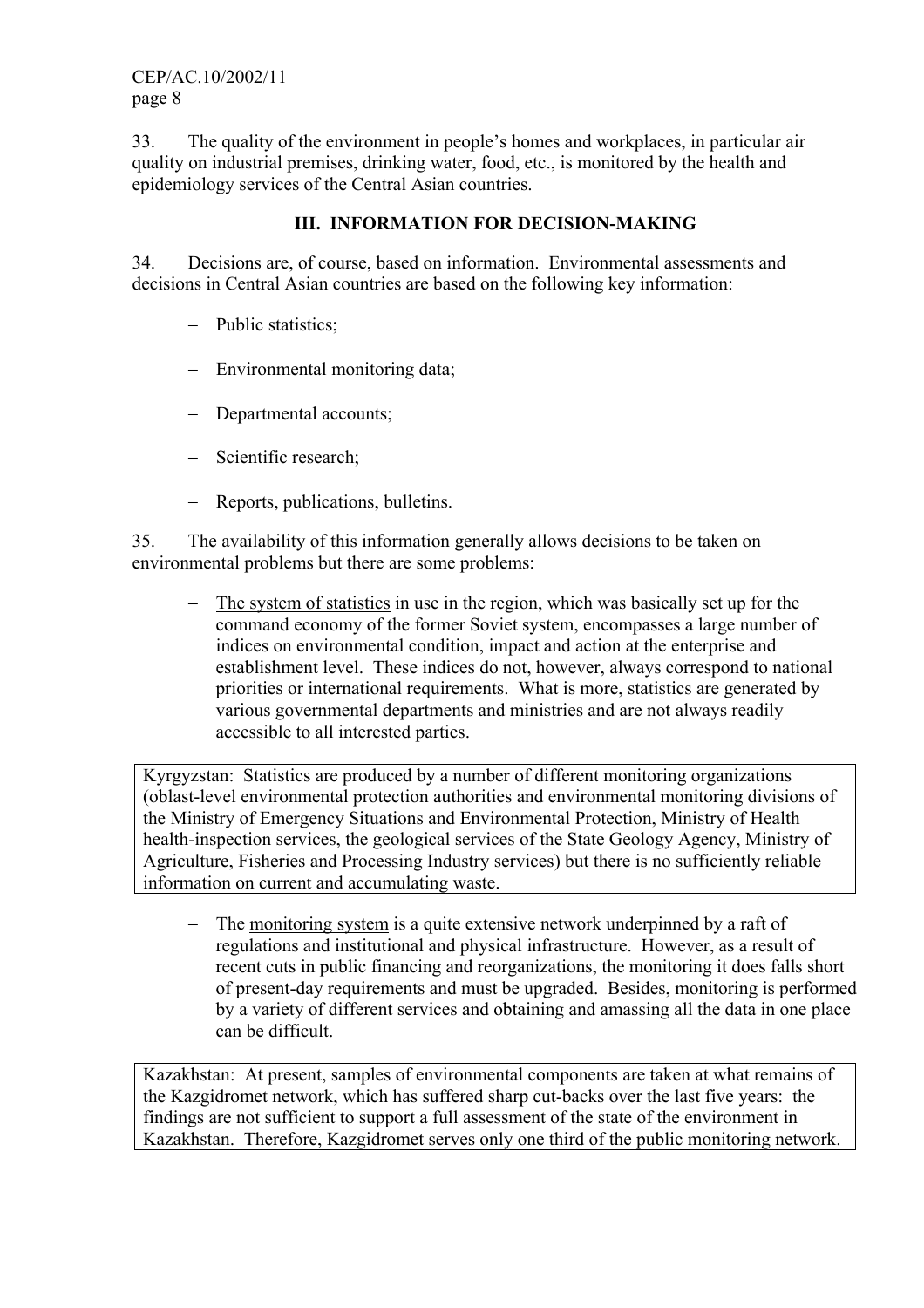33. The quality of the environment in people's homes and workplaces, in particular air quality on industrial premises, drinking water, food, etc., is monitored by the health and epidemiology services of the Central Asian countries.

## III. INFORMATION FOR DECISION-MAKING

34. Decisions are, of course, based on information. Environmental assessments and decisions in Central Asian countries are based on the following key information:

- Public statistics;
- Environmental monitoring data;
- Departmental accounts;
- Scientific research;
- Reports, publications, bulletins.

35. The availability of this information generally allows decisions to be taken on environmental problems but there are some problems:

- The system of statistics in use in the region, which was basically set up for the command economy of the former Soviet system, encompasses a large number of indices on environmental condition, impact and action at the enterprise and establishment level. These indices do not, however, always correspond to national priorities or international requirements. What is more, statistics are generated by various governmental departments and ministries and are not always readily accessible to all interested parties.

> Kyrgyzstan: Statistics are produced by a number of different monitoring organizations (oblast-level environmental protection authorities and environmental monitoring divisions of the Ministry of Emergency Situations and Environmental Protection, Ministry of Health health-inspection services, the geological services of the State Geology Agency, Ministry of Agriculture, Fisheries and Processing Industry services) but there is no sufficiently reliable information on current and accumulating waste.

- The monitoring system is a quite extensive network underpinned by a raft of regulations and institutional and physical infrastructure. However, as a result of recent cuts in public financing and reorganizations, the monitoring it does falls short of present-day requirements and must be upgraded. Besides, monitoring is performed by a variety of different services and obtaining and amassing all the data in one place can be difficult.

> Kazakhstan: At present, samples of environmental components are taken at what remains of the Kazgidromet network, which has suffered sharp cut-backs over the last five years: the findings are not sufficient to support a full assessment of the state of the environment in Kazakhstan. Therefore, Kazgidromet serves only one third of the public monitoring network.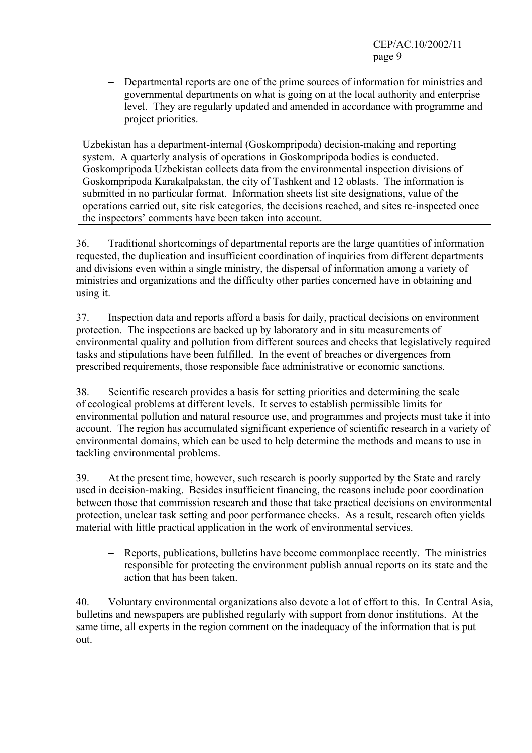- Departmental reports are one of the prime sources of information for ministries and governmental departments on what is going on at the local authority and enterprise level. They are regularly updated and amended in accordance with programme and project priorities.

> Uzbekistan has a department-internal (Goskompripoda) decision-making and reporting system. A quarterly analysis of operations in Goskompripoda bodies is conducted. Goskompripoda Uzbekistan collects data from the environmental inspection divisions of Goskompripoda Karakalpakstan, the city of Tashkent and 12 oblasts. The information is submitted in no particular format. Information sheets list site designations, value of the operations carried out, site risk categories, the decisions reached, and sites re-inspected once the inspectors' comments have been taken into account.

36. Traditional shortcomings of departmental reports are the large quantities of information requested, the duplication and insufficient coordination of inquiries from different departments and divisions even within a single ministry, the dispersal of information among a variety of ministries and organizations and the difficulty other parties concerned have in obtaining and using it.

37. Inspection data and reports afford a basis for daily, practical decisions on environment protection. The inspections are backed up by laboratory and in situ measurements of environmental quality and pollution from different sources and checks that legislatively required tasks and stipulations have been fulfilled. In the event of breaches or divergences from prescribed requirements, those responsible face administrative or economic sanctions.

38. Scientific research provides a basis for setting priorities and determining the scale of ecological problems at different levels. It serves to establish permissible limits for environmental pollution and natural resource use, and programmes and projects must take it into account. The region has accumulated significant experience of scientific research in a variety of environmental domains, which can be used to help determine the methods and means to use in tackling environmental problems.

39. At the present time, however, such research is poorly supported by the State and rarely used in decision-making. Besides insufficient financing, the reasons include poor coordination between those that commission research and those that take practical decisions on environmental protection, unclear task setting and poor performance checks. As a result, research often yields material with little practical application in the work of environmental services.

- Reports, publications, bulletins have become commonplace recently. The ministries responsible for protecting the environment publish annual reports on its state and the action that has been taken.

40. Voluntary environmental organizations also devote a lot of effort to this. In Central Asia, bulletins and newspapers are published regularly with support from donor institutions. At the same time, all experts in the region comment on the inadequacy of the information that is put out.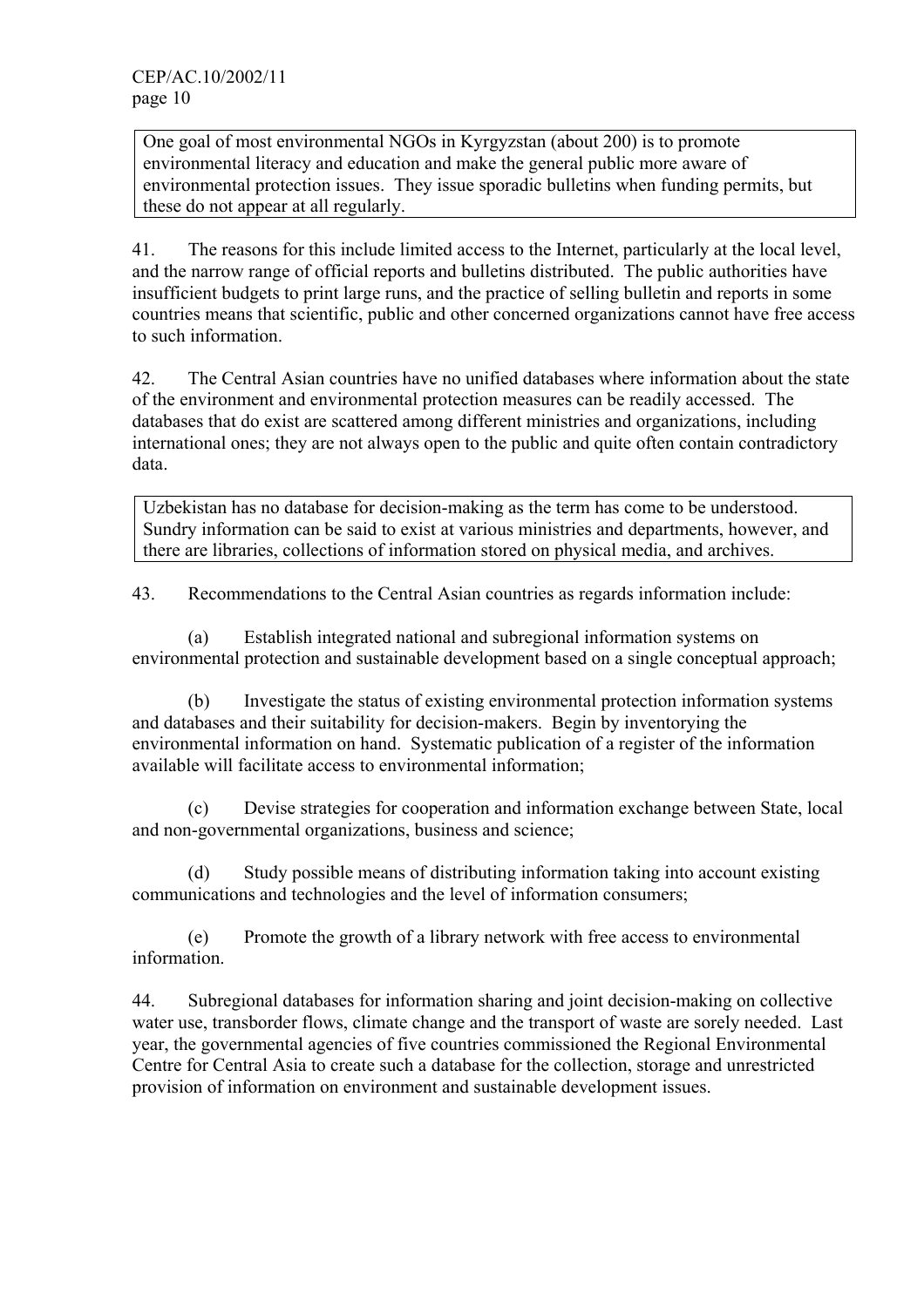> One goal of most environmental NGOs in Kyrgyzstan (about 200) is to promote environmental literacy and education and make the general public more aware of environmental protection issues. They issue sporadic bulletins when funding permits, but these do not appear at all regularly.

41. The reasons for this include limited access to the Internet, particularly at the local level, and the narrow range of official reports and bulletins distributed. The public authorities have insufficient budgets to print large runs, and the practice of selling bulletin and reports in some countries means that scientific, public and other concerned organizations cannot have free access to such information.

42. The Central Asian countries have no unified databases where information about the state of the environment and environmental protection measures can be readily accessed. The databases that do exist are scattered among different ministries and organizations, including international ones; they are not always open to the public and quite often contain contradictory data.

> Uzbekistan has no database for decision-making as the term has come to be understood. Sundry information can be said to exist at various ministries and departments, however, and there are libraries, collections of information stored on physical media, and archives.

43. Recommendations to the Central Asian countries as regards information include:

(a) Establish integrated national and subregional information systems on environmental protection and sustainable development based on a single conceptual approach;

(b) Investigate the status of existing environmental protection information systems and databases and their suitability for decision-makers. Begin by inventorying the environmental information on hand. Systematic publication of a register of the information available will facilitate access to environmental information;

(c) Devise strategies for cooperation and information exchange between State, local and non-governmental organizations, business and science;

(d) Study possible means of distributing information taking into account existing communications and technologies and the level of information consumers;

(e) Promote the growth of a library network with free access to environmental information.

44. Subregional databases for information sharing and joint decision-making on collective water use, transborder flows, climate change and the transport of waste are sorely needed. Last year, the governmental agencies of five countries commissioned the Regional Environmental Centre for Central Asia to create such a database for the collection, storage and unrestricted provision of information on environment and sustainable development issues.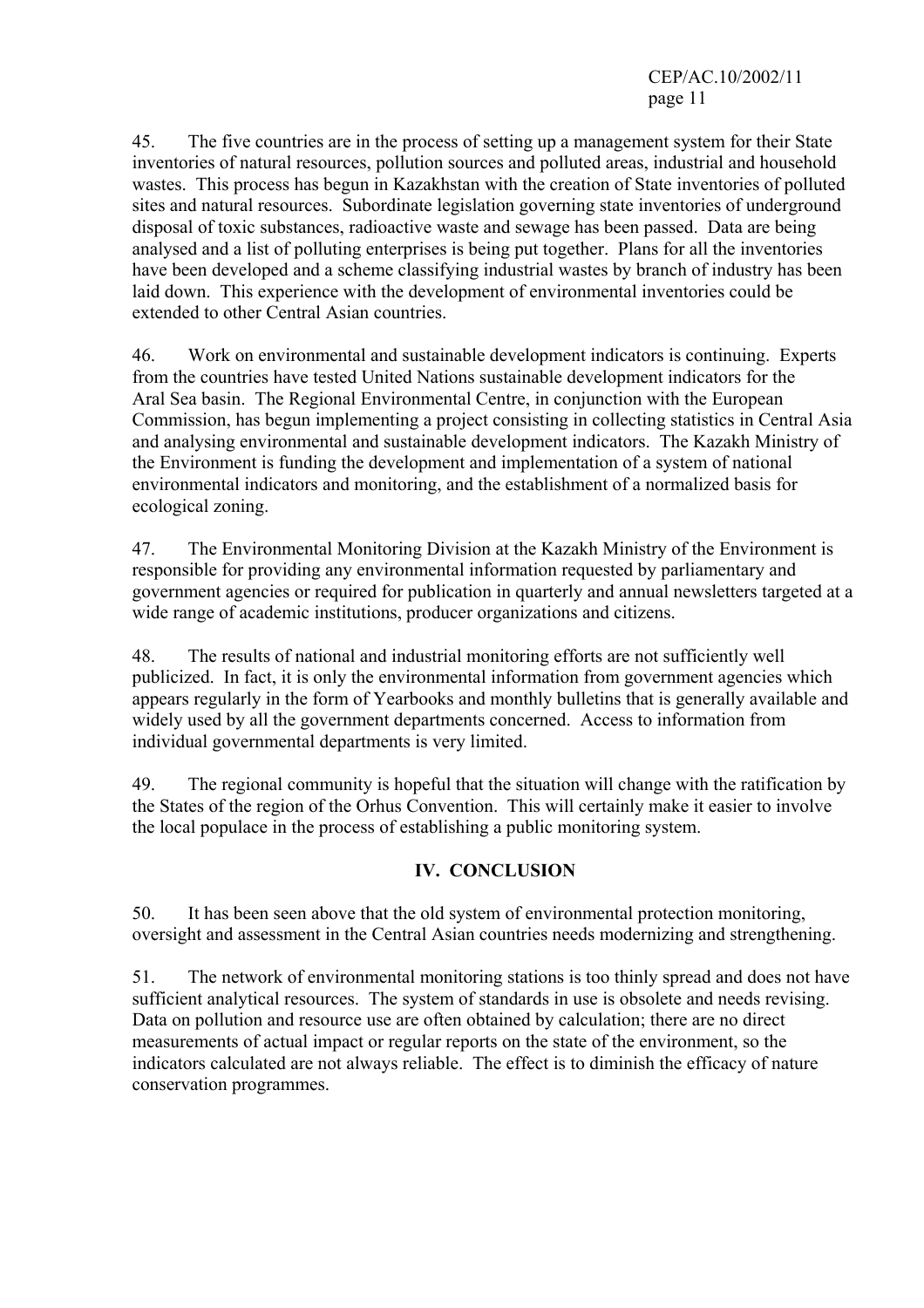45. The five countries are in the process of setting up a management system for their State inventories of natural resources, pollution sources and polluted areas, industrial and household wastes. This process has begun in Kazakhstan with the creation of State inventories of polluted sites and natural resources. Subordinate legislation governing state inventories of underground disposal of toxic substances, radioactive waste and sewage has been passed. Data are being analysed and a list of polluting enterprises is being put together. Plans for all the inventories have been developed and a scheme classifying industrial wastes by branch of industry has been laid down. This experience with the development of environmental inventories could be extended to other Central Asian countries.

46. Work on environmental and sustainable development indicators is continuing. Experts from the countries have tested United Nations sustainable development indicators for the Aral Sea basin. The Regional Environmental Centre, in conjunction with the European Commission, has begun implementing a project consisting in collecting statistics in Central Asia and analysing environmental and sustainable development indicators. The Kazakh Ministry of the Environment is funding the development and implementation of a system of national environmental indicators and monitoring, and the establishment of a normalized basis for ecological zoning.

47. The Environmental Monitoring Division at the Kazakh Ministry of the Environment is responsible for providing any environmental information requested by parliamentary and government agencies or required for publication in quarterly and annual newsletters targeted at a wide range of academic institutions, producer organizations and citizens.

48. The results of national and industrial monitoring efforts are not sufficiently well publicized. In fact, it is only the environmental information from government agencies which appears regularly in the form of Yearbooks and monthly bulletins that is generally available and widely used by all the government departments concerned. Access to information from individual governmental departments is very limited.

49. The regional community is hopeful that the situation will change with the ratification by the States of the region of the Orhus Convention. This will certainly make it easier to involve the local populace in the process of establishing a public monitoring system.

## IV. CONCLUSION

50. It has been seen above that the old system of environmental protection monitoring, oversight and assessment in the Central Asian countries needs modernizing and strengthening.

51. The network of environmental monitoring stations is too thinly spread and does not have sufficient analytical resources. The system of standards in use is obsolete and needs revising. Data on pollution and resource use are often obtained by calculation; there are no direct measurements of actual impact or regular reports on the state of the environment, so the indicators calculated are not always reliable. The effect is to diminish the efficacy of nature conservation programmes.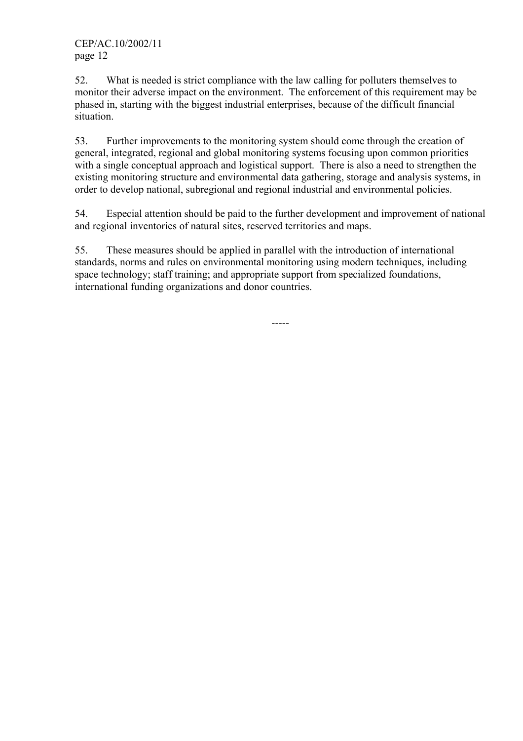52. What is needed is strict compliance with the law calling for polluters themselves to monitor their adverse impact on the environment. The enforcement of this requirement may be phased in, starting with the biggest industrial enterprises, because of the difficult financial situation.

53. Further improvements to the monitoring system should come through the creation of general, integrated, regional and global monitoring systems focusing upon common priorities with a single conceptual approach and logistical support. There is also a need to strengthen the existing monitoring structure and environmental data gathering, storage and analysis systems, in order to develop national, subregional and regional industrial and environmental policies.

54. Especial attention should be paid to the further development and improvement of national and regional inventories of natural sites, reserved territories and maps.

55. These measures should be applied in parallel with the introduction of international standards, norms and rules on environmental monitoring using modern techniques, including space technology; staff training; and appropriate support from specialized foundations, international funding organizations and donor countries.

-----